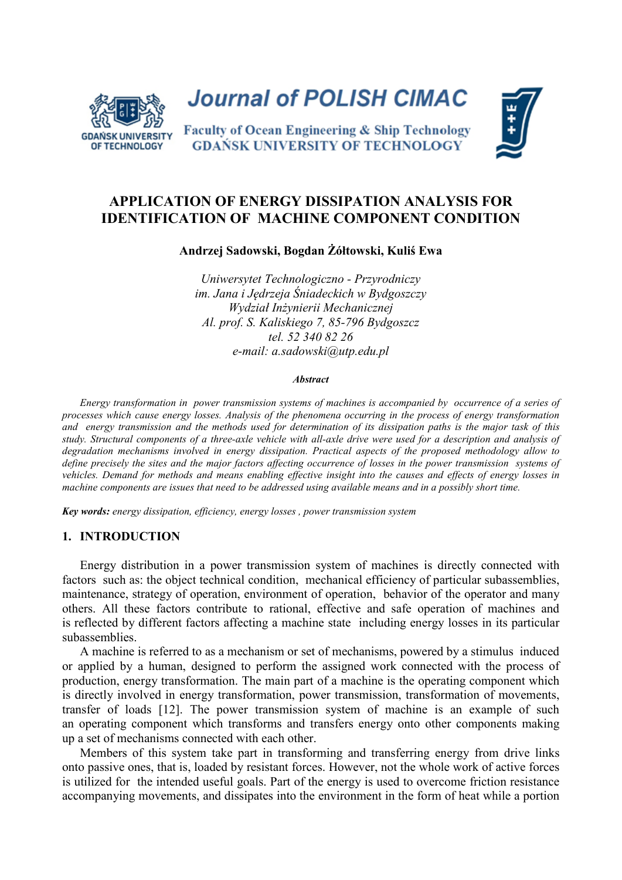Journal of POLISH CIMAC

Faculty of Ocean Engineering & Ship Technology
GDAŃSK UNIVERSITY OF TECHNOLOGY

# APPLICATION OF ENERGY DISSIPATION ANALYSIS FOR IDENTIFICATION OF MACHINE COMPONENT CONDITION

**Andrzej Sadowski, Bogdan Żółtowski, Kuliś Ewa**

*Uniwersytet Technologiczno - Przyrodniczy*
*im. Jana i Jędrzeja Śniadeckich w Bydgoszczy*
*Wydział Inżynierii Mechanicznej*
*Al. prof. S. Kaliskiego 7, 85-796 Bydgoszcz*
*tel. 52 340 82 26*
*e-mail: a.sadowski@utp.edu.pl*

***Abstract***

*Energy transformation in power transmission systems of machines is accompanied by occurrence of a series of processes which cause energy losses. Analysis of the phenomena occurring in the process of energy transformation and energy transmission and the methods used for determination of its dissipation paths is the major task of this study. Structural components of a three-axle vehicle with all-axle drive were used for a description and analysis of degradation mechanisms involved in energy dissipation. Practical aspects of the proposed methodology allow to define precisely the sites and the major factors affecting occurrence of losses in the power transmission systems of vehicles. Demand for methods and means enabling effective insight into the causes and effects of energy losses in machine components are issues that need to be addressed using available means and in a possibly short time.*

***Key words:*** *energy dissipation, efficiency, energy losses , power transmission system*

## 1. INTRODUCTION

Energy distribution in a power transmission system of machines is directly connected with factors such as: the object technical condition, mechanical efficiency of particular subassemblies, maintenance, strategy of operation, environment of operation, behavior of the operator and many others. All these factors contribute to rational, effective and safe operation of machines and is reflected by different factors affecting a machine state including energy losses in its particular subassemblies.

A machine is referred to as a mechanism or set of mechanisms, powered by a stimulus induced or applied by a human, designed to perform the assigned work connected with the process of production, energy transformation. The main part of a machine is the operating component which is directly involved in energy transformation, power transmission, transformation of movements, transfer of loads [12]. The power transmission system of machine is an example of such an operating component which transforms and transfers energy onto other components making up a set of mechanisms connected with each other.

Members of this system take part in transforming and transferring energy from drive links onto passive ones, that is, loaded by resistant forces. However, not the whole work of active forces is utilized for the intended useful goals. Part of the energy is used to overcome friction resistance accompanying movements, and dissipates into the environment in the form of heat while a portion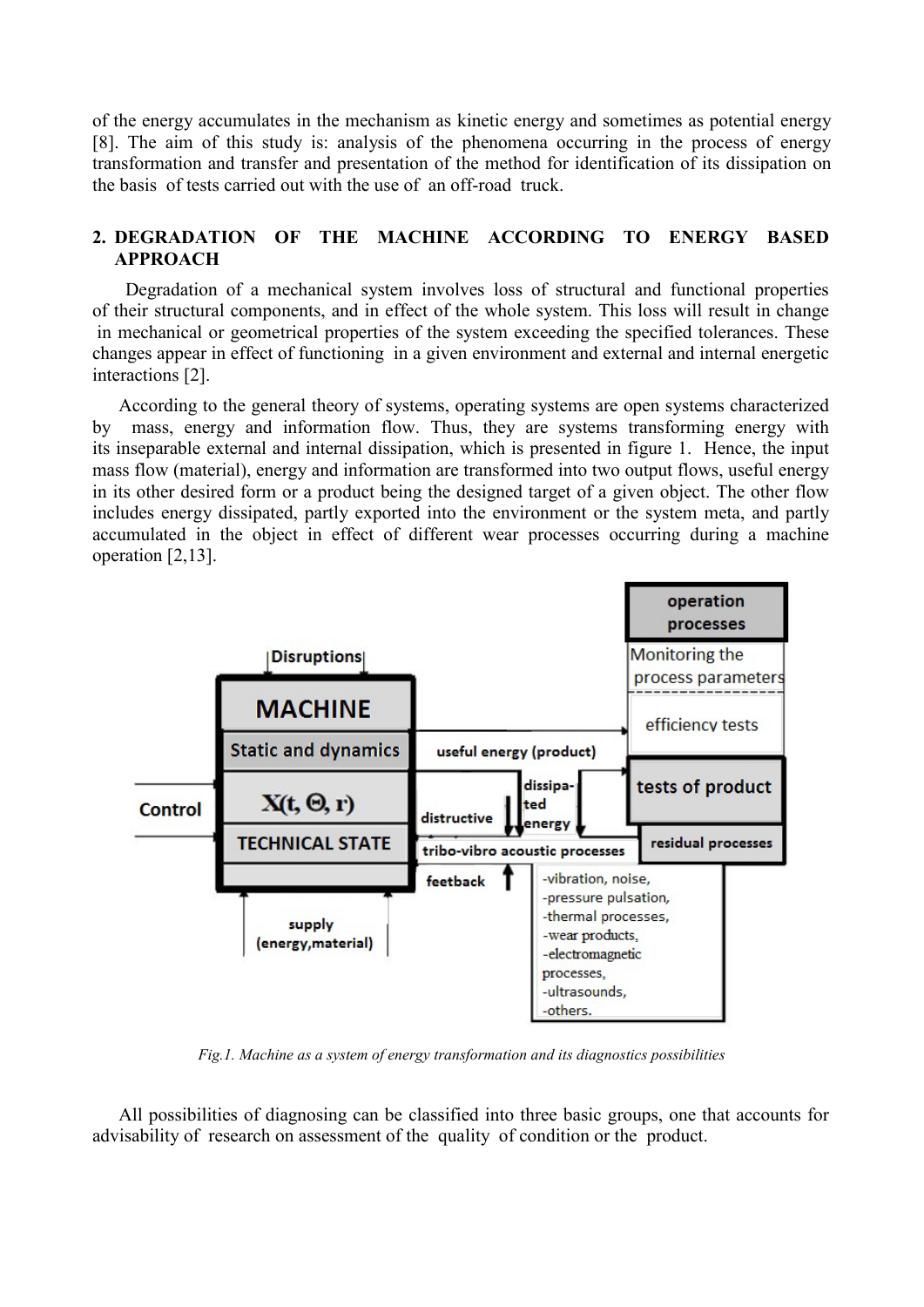of the energy accumulates in the mechanism as kinetic energy and sometimes as potential energy [8]. The aim of this study is: analysis of the phenomena occurring in the process of energy transformation and transfer and presentation of the method for identification of its dissipation on the basis of tests carried out with the use of an off-road truck.

## 2. DEGRADATION OF THE MACHINE ACCORDING TO ENERGY BASED APPROACH

Degradation of a mechanical system involves loss of structural and functional properties of their structural components, and in effect of the whole system. This loss will result in change in mechanical or geometrical properties of the system exceeding the specified tolerances. These changes appear in effect of functioning in a given environment and external and internal energetic interactions [2].

According to the general theory of systems, operating systems are open systems characterized by mass, energy and information flow. Thus, they are systems transforming energy with its inseparable external and internal dissipation, which is presented in figure 1. Hence, the input mass flow (material), energy and information are transformed into two output flows, useful energy in its other desired form or a product being the designed target of a given object. The other flow includes energy dissipated, partly exported into the environment or the system meta, and partly accumulated in the object in effect of different wear processes occurring during a machine operation [2,13].

*Fig.1. Machine as a system of energy transformation and its diagnostics possibilities*

All possibilities of diagnosing can be classified into three basic groups, one that accounts for advisability of research on assessment of the quality of condition or the product.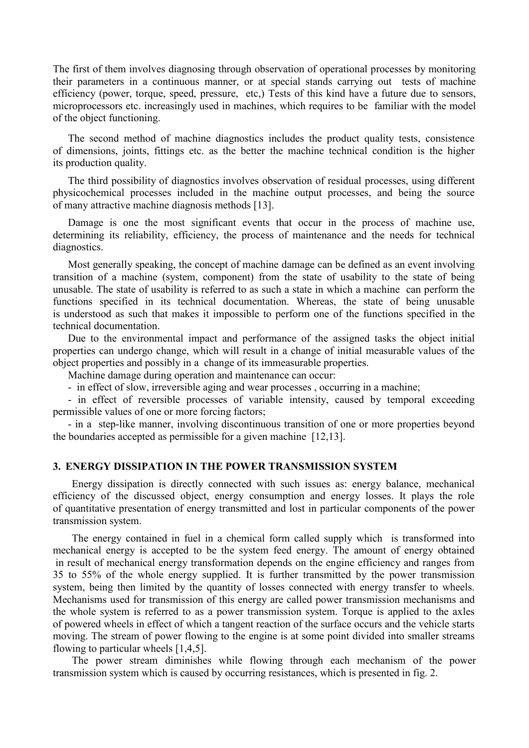The first of them involves diagnosing through observation of operational processes by monitoring their parameters in a continuous manner, or at special stands carrying out tests of machine efficiency (power, torque, speed, pressure, etc,) Tests of this kind have a future due to sensors, microprocessors etc. increasingly used in machines, which requires to be familiar with the model of the object functioning.

The second method of machine diagnostics includes the product quality tests, consistence of dimensions, joints, fittings etc. as the better the machine technical condition is the higher its production quality.

The third possibility of diagnostics involves observation of residual processes, using different physicochemical processes included in the machine output processes, and being the source of many attractive machine diagnosis methods [13].

Damage is one the most significant events that occur in the process of machine use, determining its reliability, efficiency, the process of maintenance and the needs for technical diagnostics.

Most generally speaking, the concept of machine damage can be defined as an event involving transition of a machine (system, component) from the state of usability to the state of being unusable. The state of usability is referred to as such a state in which a machine can perform the functions specified in its technical documentation. Whereas, the state of being unusable is understood as such that makes it impossible to perform one of the functions specified in the technical documentation.

Due to the environmental impact and performance of the assigned tasks the object initial properties can undergo change, which will result in a change of initial measurable values of the object properties and possibly in a change of its immeasurable properties.

Machine damage during operation and maintenance can occur:

- in effect of slow, irreversible aging and wear processes , occurring in a machine;
- in effect of reversible processes of variable intensity, caused by temporal exceeding permissible values of one or more forcing factors;
- in a step-like manner, involving discontinuous transition of one or more properties beyond the boundaries accepted as permissible for a given machine [12,13].

### 3. ENERGY DISSIPATION IN THE POWER TRANSMISSION SYSTEM

Energy dissipation is directly connected with such issues as: energy balance, mechanical efficiency of the discussed object, energy consumption and energy losses. It plays the role of quantitative presentation of energy transmitted and lost in particular components of the power transmission system.

The energy contained in fuel in a chemical form called supply which is transformed into mechanical energy is accepted to be the system feed energy. The amount of energy obtained in result of mechanical energy transformation depends on the engine efficiency and ranges from 35 to 55% of the whole energy supplied. It is further transmitted by the power transmission system, being then limited by the quantity of losses connected with energy transfer to wheels. Mechanisms used for transmission of this energy are called power transmission mechanisms and the whole system is referred to as a power transmission system. Torque is applied to the axles of powered wheels in effect of which a tangent reaction of the surface occurs and the vehicle starts moving. The stream of power flowing to the engine is at some point divided into smaller streams flowing to particular wheels [1,4,5].

The power stream diminishes while flowing through each mechanism of the power transmission system which is caused by occurring resistances, which is presented in fig. 2.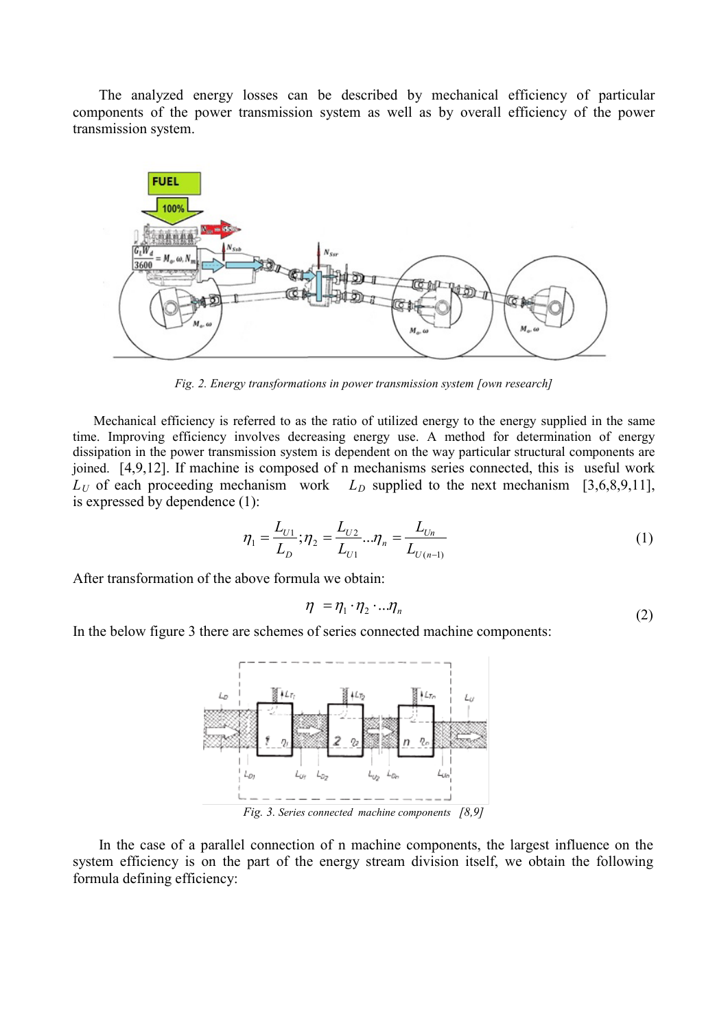The analyzed energy losses can be described by mechanical efficiency of particular components of the power transmission system as well as by overall efficiency of the power transmission system.

*Fig. 2. Energy transformations in power transmission system [own research]*

Mechanical efficiency is referred to as the ratio of utilized energy to the energy supplied in the same time. Improving efficiency involves decreasing energy use. A method for determination of energy dissipation in the power transmission system is dependent on the way particular structural components are joined. [4,9,12]. If machine is composed of n mechanisms series connected, this is useful work $L_U$ of each proceeding mechanism work $L_D$ supplied to the next mechanism [3,6,8,9,11], is expressed by dependence (1):

$$\eta_1 = \frac{L_{U1}}{L_D}; \eta_2 = \frac{L_{U2}}{L_{U1}} ... \eta_n = \frac{L_{Un}}{L_{U(n-1)}} \tag{1}$$

After transformation of the above formula we obtain:

$$\eta = \eta_1 \cdot \eta_2 \cdot ... \eta_n \tag{2}$$

In the below figure 3 there are schemes of series connected machine components:

*Fig. 3. Series connected machine components [8,9]*

In the case of a parallel connection of n machine components, the largest influence on the system efficiency is on the part of the energy stream division itself, we obtain the following formula defining efficiency: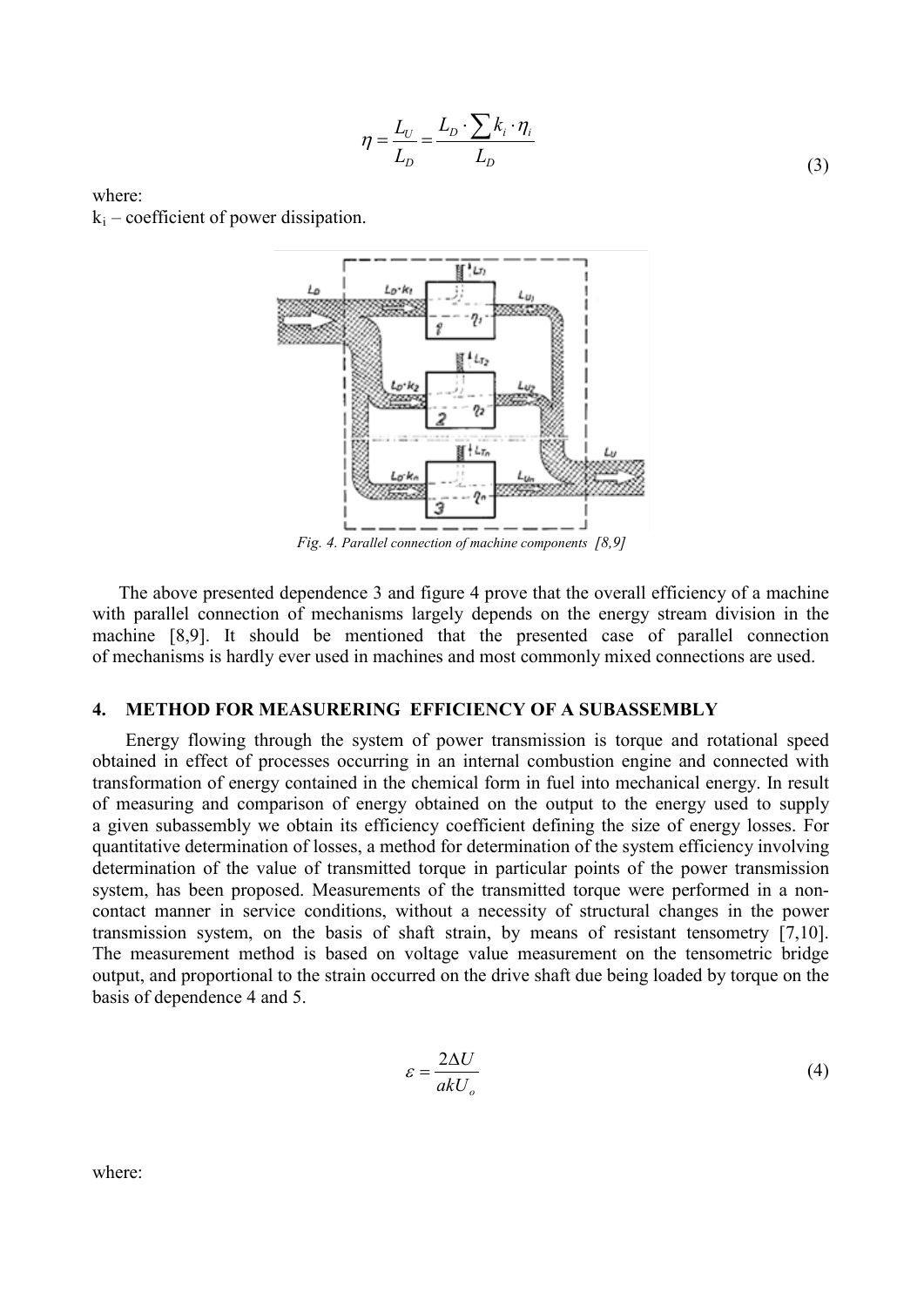$$\eta = \frac{L_U}{L_D} = \frac{L_D \cdot \sum k_i \cdot \eta_i}{L_D} \tag{3}$$

where:

$k_i$ – coefficient of power dissipation.

*Fig. 4. Parallel connection of machine components [8,9]*

The above presented dependence 3 and figure 4 prove that the overall efficiency of a machine with parallel connection of mechanisms largely depends on the energy stream division in the machine [8,9]. It should be mentioned that the presented case of parallel connection of mechanisms is hardly ever used in machines and most commonly mixed connections are used.

## 4. METHOD FOR MEASURERING EFFICIENCY OF A SUBASSEMBLY

Energy flowing through the system of power transmission is torque and rotational speed obtained in effect of processes occurring in an internal combustion engine and connected with transformation of energy contained in the chemical form in fuel into mechanical energy. In result of measuring and comparison of energy obtained on the output to the energy used to supply a given subassembly we obtain its efficiency coefficient defining the size of energy losses. For quantitative determination of losses, a method for determination of the system efficiency involving determination of the value of transmitted torque in particular points of the power transmission system, has been proposed. Measurements of the transmitted torque were performed in a non-contact manner in service conditions, without a necessity of structural changes in the power transmission system, on the basis of shaft strain, by means of resistant tensometry [7,10]. The measurement method is based on voltage value measurement on the tensometric bridge output, and proportional to the strain occurred on the drive shaft due being loaded by torque on the basis of dependence 4 and 5.

$$\varepsilon = \frac{2\Delta U}{akU_o} \tag{4}$$

where: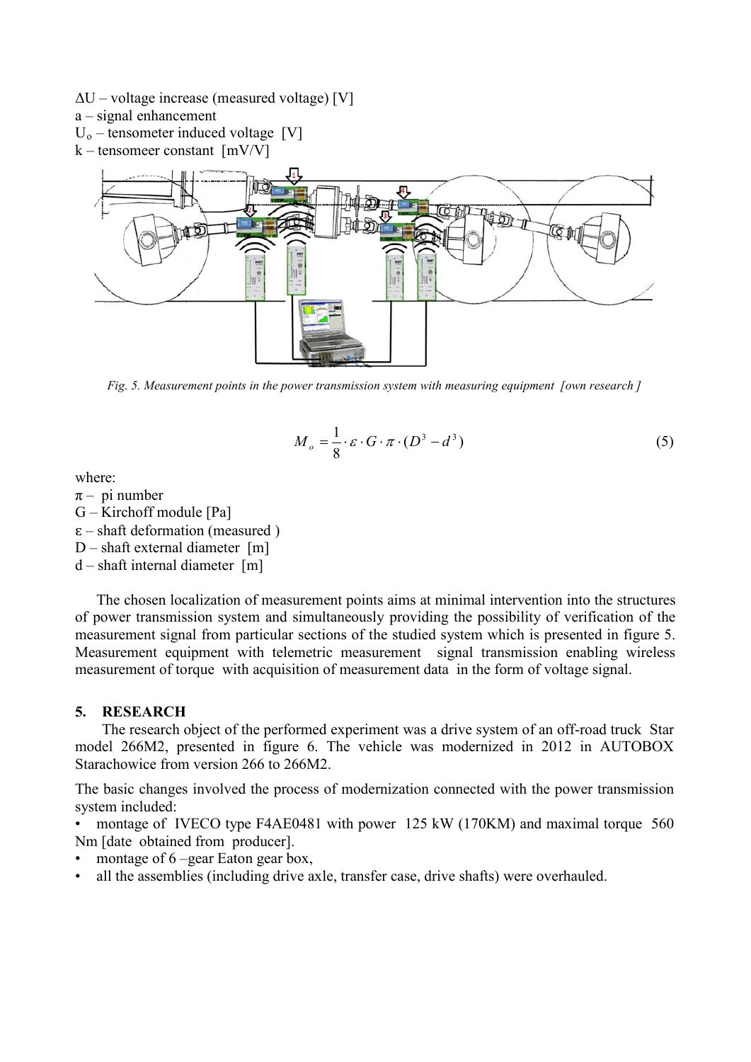ΔU – voltage increase (measured voltage) [V]
a – signal enhancement
$U_o$ – tensometer induced voltage [V]
k – tensomeer constant [mV/V]

*Fig. 5. Measurement points in the power transmission system with measuring equipment [own research ]*

$$M_o = \frac{1}{8} \cdot \varepsilon \cdot G \cdot \pi \cdot (D^3 - d^3) \tag{5}$$

where:
π – pi number
G – Kirchoff module [Pa]
ε – shaft deformation (measured )
D – shaft external diameter [m]
d – shaft internal diameter [m]

The chosen localization of measurement points aims at minimal intervention into the structures of power transmission system and simultaneously providing the possibility of verification of the measurement signal from particular sections of the studied system which is presented in figure 5. Measurement equipment with telemetric measurement signal transmission enabling wireless measurement of torque with acquisition of measurement data in the form of voltage signal.

## 5. RESEARCH

The research object of the performed experiment was a drive system of an off-road truck Star model 266M2, presented in figure 6. The vehicle was modernized in 2012 in AUTOBOX Starachowice from version 266 to 266M2.

The basic changes involved the process of modernization connected with the power transmission system included:

- montage of IVECO type F4AE0481 with power 125 kW (170KM) and maximal torque 560 Nm [date obtained from producer].
- montage of 6 –gear Eaton gear box,
- all the assemblies (including drive axle, transfer case, drive shafts) were overhauled.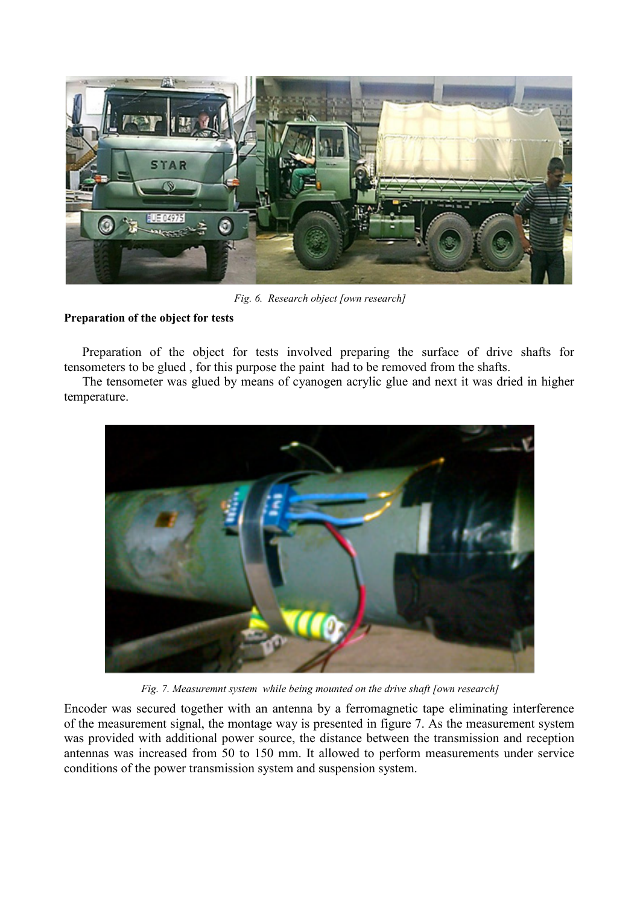*Fig. 6. Research object [own research]*

**Preparation of the object for tests**

Preparation of the object for tests involved preparing the surface of drive shafts for tensometers to be glued , for this purpose the paint had to be removed from the shafts.

The tensometer was glued by means of cyanogen acrylic glue and next it was dried in higher temperature.

*Fig. 7. Measuremnt system while being mounted on the drive shaft [own research]*

Encoder was secured together with an antenna by a ferromagnetic tape eliminating interference of the measurement signal, the montage way is presented in figure 7. As the measurement system was provided with additional power source, the distance between the transmission and reception antennas was increased from 50 to 150 mm. It allowed to perform measurements under service conditions of the power transmission system and suspension system.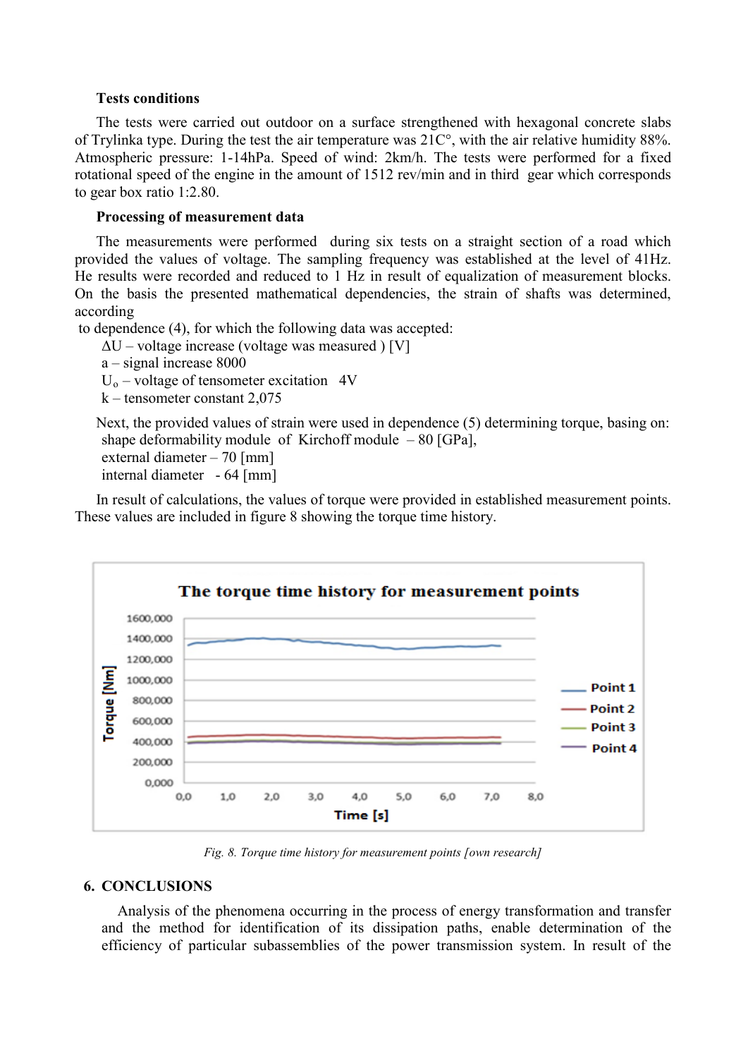**Tests conditions**

The tests were carried out outdoor on a surface strengthened with hexagonal concrete slabs of Trylinka type. During the test the air temperature was 21C°, with the air relative humidity 88%. Atmospheric pressure: 1-14hPa. Speed of wind: 2km/h. The tests were performed for a fixed rotational speed of the engine in the amount of 1512 rev/min and in third gear which corresponds to gear box ratio 1:2.80.

**Processing of measurement data**

The measurements were performed during six tests on a straight section of a road which provided the values of voltage. The sampling frequency was established at the level of 41Hz. He results were recorded and reduced to 1 Hz in result of equalization of measurement blocks. On the basis the presented mathematical dependencies, the strain of shafts was determined, according

to dependence (4), for which the following data was accepted:

$\Delta U$ – voltage increase (voltage was measured ) [V]

a – signal increase 8000

$U_o$ – voltage of tensometer excitation 4V

k – tensometer constant 2,075

Next, the provided values of strain were used in dependence (5) determining torque, basing on:

shape deformability module of Kirchoff module – 80 [GPa],

external diameter – 70 [mm]

internal diameter - 64 [mm]

In result of calculations, the values of torque were provided in established measurement points. These values are included in figure 8 showing the torque time history.

*Fig. 8. Torque time history for measurement points [own research]*

## 6. CONCLUSIONS

Analysis of the phenomena occurring in the process of energy transformation and transfer and the method for identification of its dissipation paths, enable determination of the efficiency of particular subassemblies of the power transmission system. In result of the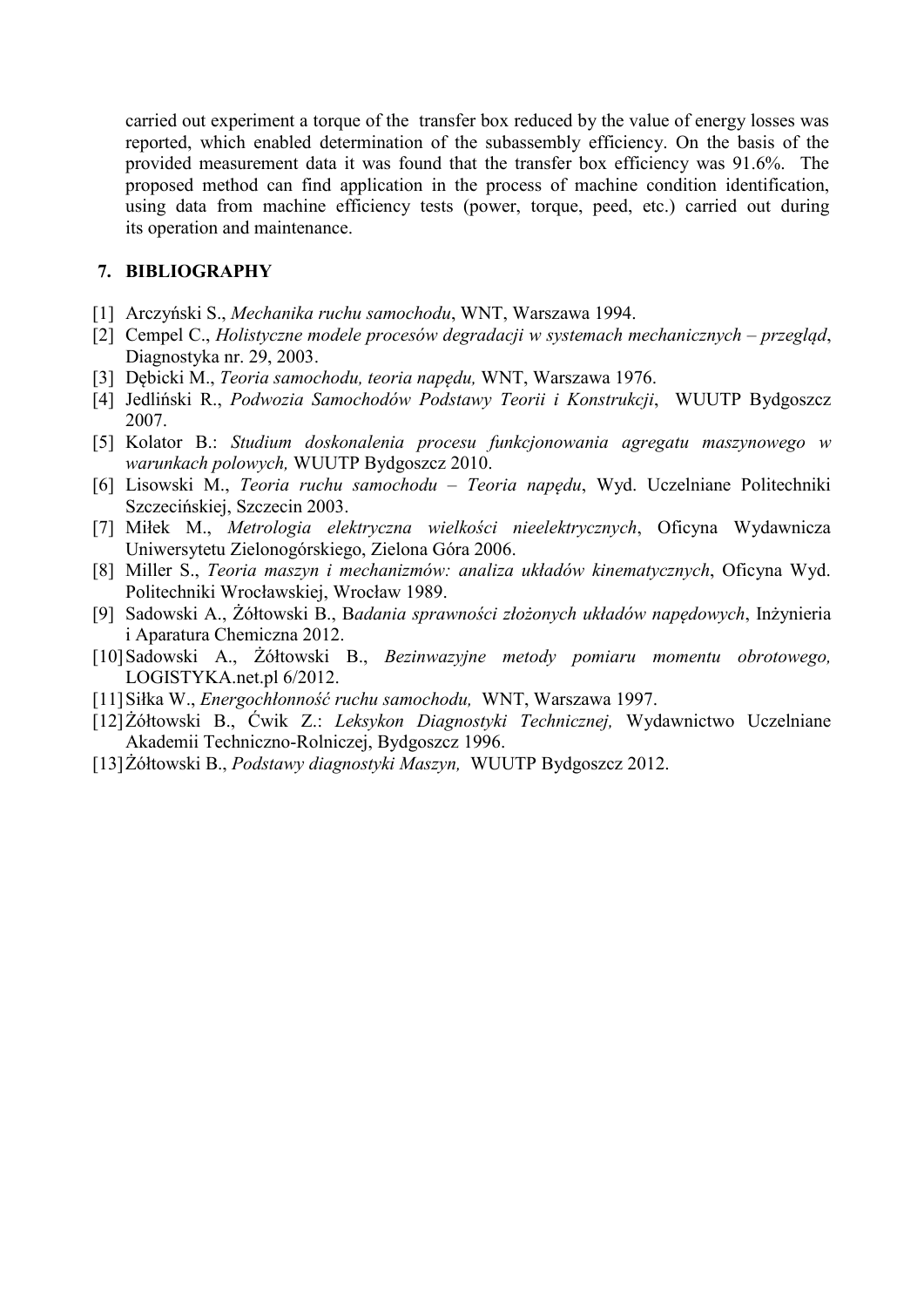carried out experiment a torque of the transfer box reduced by the value of energy losses was reported, which enabled determination of the subassembly efficiency. On the basis of the provided measurement data it was found that the transfer box efficiency was 91.6%. The proposed method can find application in the process of machine condition identification, using data from machine efficiency tests (power, torque, peed, etc.) carried out during its operation and maintenance.

## 7. BIBLIOGRAPHY

[1] Arczyński S., *Mechanika ruchu samochodu*, WNT, Warszawa 1994.
[2] Cempel C., *Holistyczne modele procesów degradacji w systemach mechanicznych – przegląd*, Diagnostyka nr. 29, 2003.
[3] Dębicki M., *Teoria samochodu, teoria napędu,* WNT, Warszawa 1976.
[4] Jedliński R., *Podwozia Samochodów Podstawy Teorii i Konstrukcji*, WUUTP Bydgoszcz 2007.
[5] Kolator B.: *Studium doskonalenia procesu funkcjonowania agregatu maszynowego w warunkach polowych,* WUUTP Bydgoszcz 2010.
[6] Lisowski M., *Teoria ruchu samochodu – Teoria napędu*, Wyd. Uczelniane Politechniki Szczecińskiej, Szczecin 2003.
[7] Miłek M., *Metrologia elektryczna wielkości nieelektrycznych*, Oficyna Wydawnicza Uniwersytetu Zielonogórskiego, Zielona Góra 2006.
[8] Miller S., *Teoria maszyn i mechanizmów: analiza układów kinematycznych*, Oficyna Wyd. Politechniki Wrocławskiej, Wrocław 1989.
[9] Sadowski A., Żółtowski B., B*adania sprawności złożonych układów napędowych*, Inżynieria i Aparatura Chemiczna 2012.
[10] Sadowski A., Żółtowski B., *Bezinwazyjne metody pomiaru momentu obrotowego,* LOGISTYKA.net.pl 6/2012.
[11] Siłka W., *Energochłonność ruchu samochodu,* WNT, Warszawa 1997.
[12] Żółtowski B., Ćwik Z.: *Leksykon Diagnostyki Technicznej,* Wydawnictwo Uczelniane Akademii Techniczno-Rolniczej, Bydgoszcz 1996.
[13] Żółtowski B., *Podstawy diagnostyki Maszyn,* WUUTP Bydgoszcz 2012.